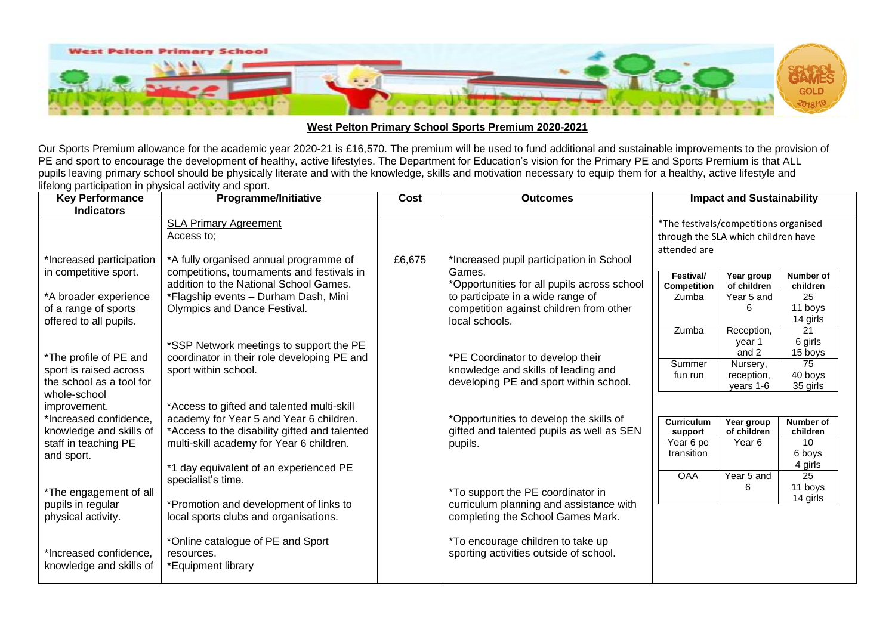**West Pelton Primary School Sports Premium 2020-2021**

Our Sports Premium allowance for the academic year 2020-21 is £16,570. The premium will be used to fund additional and sustainable improvements to the provision of PE and sport to encourage the development of healthy, active lifestyles. The Department for Education's vision for the Primary PE and Sports Premium is that ALL pupils leaving primary school should be physically literate and with the knowledge, skills and motivation necessary to equip them for a healthy, active lifestyle and lifelong participation in physical activity and sport.

| Key Performance Indicators | Programme/Initiative | Cost | Outcomes | Impact and Sustainability |
|---|---|---|---|---|
| *Increased participation in competitive sport.<br><br>*A broader experience of a range of sports offered to all pupils.<br><br>*The profile of PE and sport is raised across the school as a tool for whole-school improvement.<br>*Increased confidence, knowledge and skills of staff in teaching PE and sport.<br><br>*The engagement of all pupils in regular physical activity.<br><br>*Increased confidence, knowledge and skills of | <u>SLA Primary Agreement</u><br>Access to;<br><br>*A fully organised annual programme of competitions, tournaments and festivals in addition to the National School Games.<br>*Flagship events – Durham Dash, Mini Olympics and Dance Festival.<br><br>*SSP Network meetings to support the PE coordinator in their role developing PE and sport within school.<br><br>*Access to gifted and talented multi-skill academy for Year 5 and Year 6 children.<br>*Access to the disability gifted and talented multi-skill academy for Year 6 children.<br><br>*1 day equivalent of an experienced PE specialist's time.<br><br>*Promotion and development of links to local sports clubs and organisations.<br><br>*Online catalogue of PE and Sport resources.<br>*Equipment library | £6,675 | *Increased pupil participation in School Games.<br>*Opportunities for all pupils across school to participate in a wide range of competition against children from other local schools.<br><br>*PE Coordinator to develop their knowledge and skills of leading and developing PE and sport within school.<br><br>*Opportunities to develop the skills of gifted and talented pupils as well as SEN pupils.<br><br>*To support the PE coordinator in curriculum planning and assistance with completing the School Games Mark.<br><br>*To encourage children to take up sporting activities outside of school. | *The festivals/competitions organised through the SLA which children have attended are<br><br>Festival/Competition – Year group of children – Number of children:<br>Zumba – Year 5 and 6 – 25 (11 boys, 14 girls)<br>Zumba – Reception, year 1 and 2 – 21 (6 girls, 15 boys)<br>Summer fun run – Nursery, reception, years 1-6 – 75 (40 boys, 35 girls)<br><br>Curriculum support – Year group of children – Number of children:<br>Year 6 pe transition – Year 6 – 10 (6 boys, 4 girls)<br>OAA – Year 5 and 6 – 25 (11 boys, 14 girls) |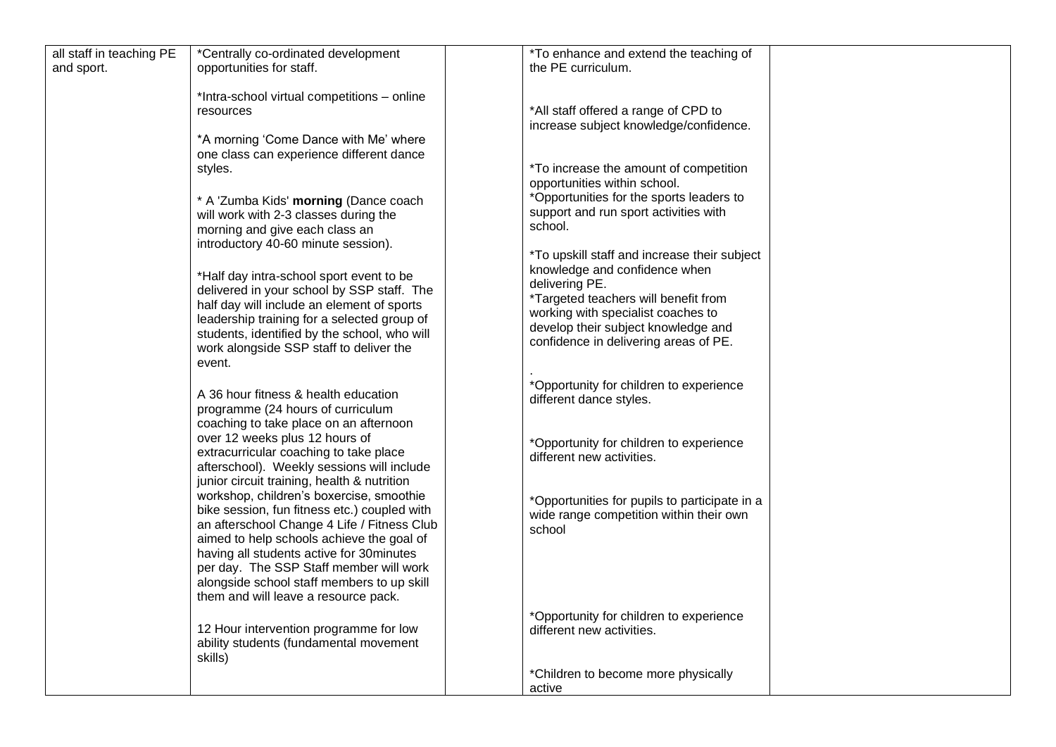| | | | | |
|---|---|---|---|---|
| all staff in teaching PE and sport. | *Centrally co-ordinated development opportunities for staff.<br><br>*Intra-school virtual competitions – online resources<br><br>*A morning 'Come Dance with Me' where one class can experience different dance styles.<br><br>* A 'Zumba Kids' **morning** (Dance coach will work with 2-3 classes during the morning and give each class an introductory 40-60 minute session).<br><br>*Half day intra-school sport event to be delivered in your school by SSP staff. The half day will include an element of sports leadership training for a selected group of students, identified by the school, who will work alongside SSP staff to deliver the event.<br><br>A 36 hour fitness & health education programme (24 hours of curriculum coaching to take place on an afternoon over 12 weeks plus 12 hours of extracurricular coaching to take place afterschool). Weekly sessions will include junior circuit training, health & nutrition workshop, children's boxercise, smoothie bike session, fun fitness etc.) coupled with an afterschool Change 4 Life / Fitness Club aimed to help schools achieve the goal of having all students active for 30minutes per day. The SSP Staff member will work alongside school staff members to up skill them and will leave a resource pack.<br><br>12 Hour intervention programme for low ability students (fundamental movement skills) | | *To enhance and extend the teaching of the PE curriculum.<br><br>*All staff offered a range of CPD to increase subject knowledge/confidence.<br><br>*To increase the amount of competition opportunities within school.<br>*Opportunities for the sports leaders to support and run sport activities with school.<br><br>*To upskill staff and increase their subject knowledge and confidence when delivering PE.<br>*Targeted teachers will benefit from working with specialist coaches to develop their subject knowledge and confidence in delivering areas of PE.<br><br>.<br>*Opportunity for children to experience different dance styles.<br><br>*Opportunity for children to experience different new activities.<br><br>*Opportunities for pupils to participate in a wide range competition within their own school<br><br>*Opportunity for children to experience different new activities.<br><br>*Children to become more physically active | |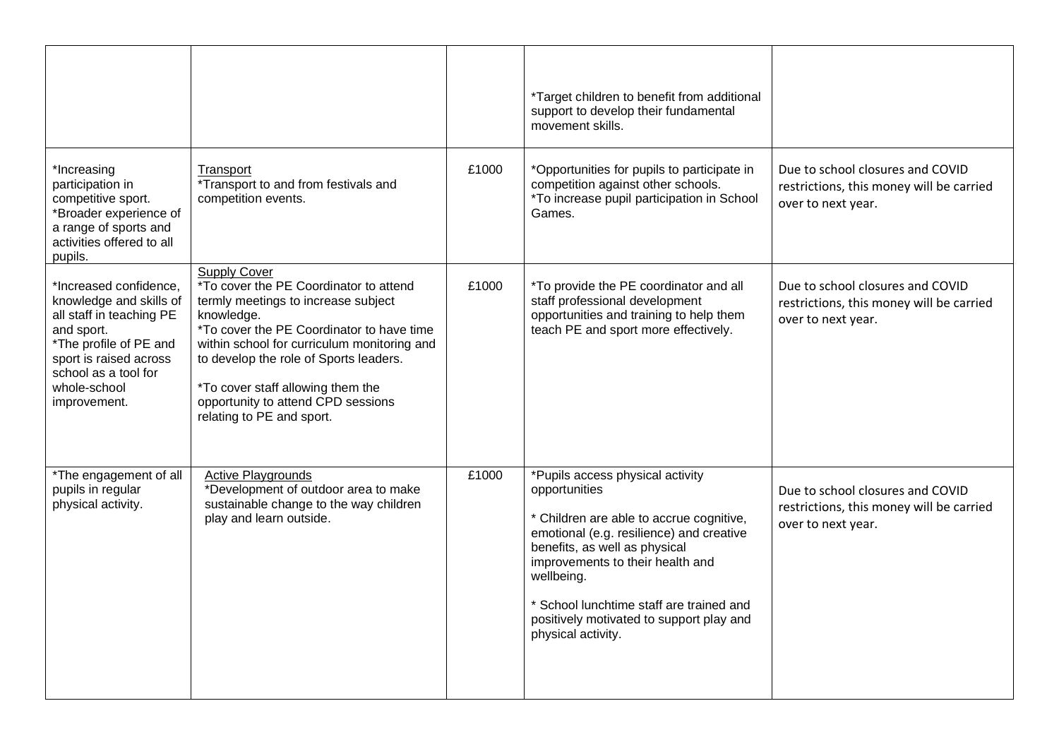| | | | | |
|---|---|---|---|---|
| | | | *Target children to benefit from additional support to develop their fundamental movement skills. | |
| *Increasing participation in competitive sport.<br>*Broader experience of a range of sports and activities offered to all pupils. | Transport<br>*Transport to and from festivals and competition events. | £1000 | *Opportunities for pupils to participate in competition against other schools.<br>*To increase pupil participation in School Games. | Due to school closures and COVID restrictions, this money will be carried over to next year. |
| *Increased confidence, knowledge and skills of all staff in teaching PE and sport.<br>*The profile of PE and sport is raised across school as a tool for whole-school improvement. | Supply Cover<br>*To cover the PE Coordinator to attend termly meetings to increase subject knowledge.<br>*To cover the PE Coordinator to have time within school for curriculum monitoring and to develop the role of Sports leaders.<br><br>*To cover staff allowing them the opportunity to attend CPD sessions relating to PE and sport. | £1000 | *To provide the PE coordinator and all staff professional development opportunities and training to help them teach PE and sport more effectively. | Due to school closures and COVID restrictions, this money will be carried over to next year. |
| *The engagement of all pupils in regular physical activity. | Active Playgrounds<br>*Development of outdoor area to make sustainable change to the way children play and learn outside. | £1000 | *Pupils access physical activity opportunities<br><br>* Children are able to accrue cognitive, emotional (e.g. resilience) and creative benefits, as well as physical improvements to their health and wellbeing.<br><br>* School lunchtime staff are trained and positively motivated to support play and physical activity. | Due to school closures and COVID restrictions, this money will be carried over to next year. |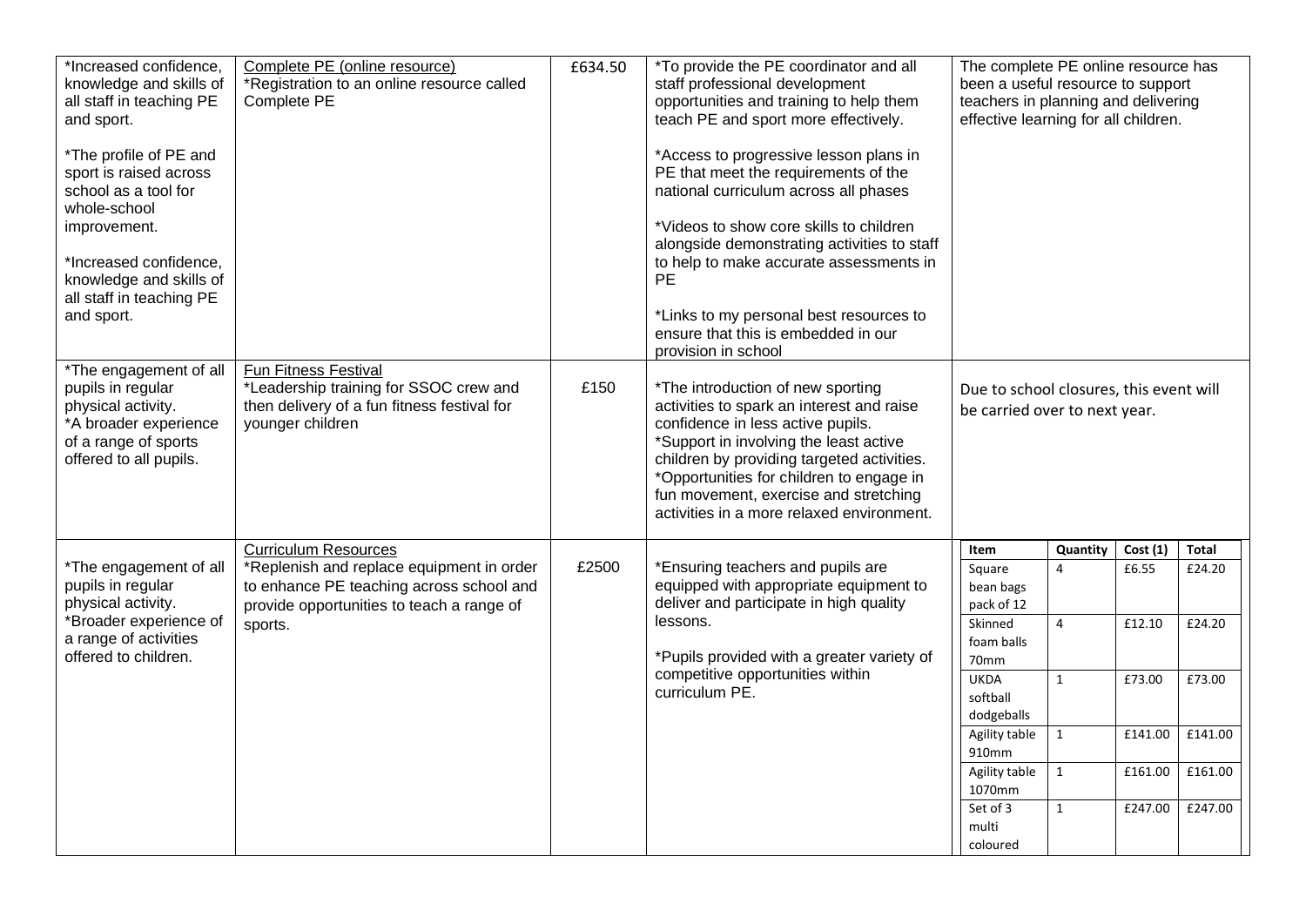| | | | | |
|---|---|---|---|---|
| *Increased confidence, knowledge and skills of all staff in teaching PE and sport.<br><br>*The profile of PE and sport is raised across school as a tool for whole-school improvement.<br><br>*Increased confidence, knowledge and skills of all staff in teaching PE and sport. | Complete PE (online resource)<br>*Registration to an online resource called Complete PE | £634.50 | *To provide the PE coordinator and all staff professional development opportunities and training to help them teach PE and sport more effectively.<br><br>*Access to progressive lesson plans in PE that meet the requirements of the national curriculum across all phases<br><br>*Videos to show core skills to children alongside demonstrating activities to staff to help to make accurate assessments in PE<br><br>*Links to my personal best resources to ensure that this is embedded in our provision in school | The complete PE online resource has been a useful resource to support teachers in planning and delivering effective learning for all children. |
| *The engagement of all pupils in regular physical activity.<br>*A broader experience of a range of sports offered to all pupils. | Fun Fitness Festival<br>*Leadership training for SSOC crew and then delivery of a fun fitness festival for younger children | £150 | *The introduction of new sporting activities to spark an interest and raise confidence in less active pupils.<br>*Support in involving the least active children by providing targeted activities.<br>*Opportunities for children to engage in fun movement, exercise and stretching activities in a more relaxed environment. | Due to school closures, this event will be carried over to next year. |
| *The engagement of all pupils in regular physical activity.<br>*Broader experience of a range of activities offered to children. | Curriculum Resources<br>*Replenish and replace equipment in order to enhance PE teaching across school and provide opportunities to teach a range of sports. | £2500 | *Ensuring teachers and pupils are equipped with appropriate equipment to deliver and participate in high quality lessons.<br><br>*Pupils provided with a greater variety of competitive opportunities within curriculum PE. | (see equipment table below) |

| Item | Quantity | Cost (1) | Total |
|---|---|---|---|
| Square bean bags pack of 12 | 4 | £6.55 | £24.20 |
| Skinned foam balls 70mm | 4 | £12.10 | £24.20 |
| UKDA softball dodgeballs | 1 | £73.00 | £73.00 |
| Agility table 910mm | 1 | £141.00 | £141.00 |
| Agility table 1070mm | 1 | £161.00 | £161.00 |
| Set of 3 multi coloured | 1 | £247.00 | £247.00 |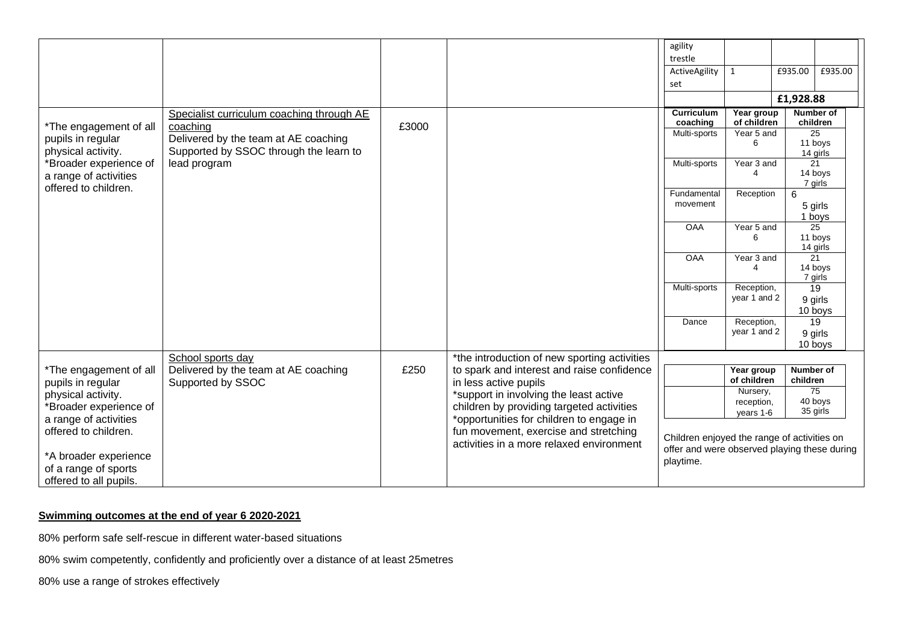| | | | | |
|---|---|---|---|---|
| | | | | agility trestle<br>ActiveAgility set \| 1 \| £935.00 \| £935.00<br>**£1,928.88** |
| *The engagement of all pupils in regular physical activity.<br>*Broader experience of a range of activities offered to children. | Specialist curriculum coaching through AE coaching<br>Delivered by the team at AE coaching<br>Supported by SSOC through the learn to lead program | £3000 | | **Curriculum coaching** \| **Year group of children** \| **Number of children**<br>Multi-sports \| Year 5 and 6 \| 25 (11 boys, 14 girls)<br>Multi-sports \| Year 3 and 4 \| 21 (14 boys, 7 girls)<br>Fundamental movement \| Reception \| 6 (5 girls, 1 boys)<br>OAA \| Year 5 and 6 \| 25 (11 boys, 14 girls)<br>OAA \| Year 3 and 4 \| 21 (14 boys, 7 girls)<br>Multi-sports \| Reception, year 1 and 2 \| 19 (9 girls, 10 boys)<br>Dance \| Reception, year 1 and 2 \| 19 (9 girls, 10 boys) |
| *The engagement of all pupils in regular physical activity.<br>*Broader experience of a range of activities offered to children.<br><br>*A broader experience of a range of sports offered to all pupils. | School sports day<br>Delivered by the team at AE coaching<br>Supported by SSOC | £250 | *the introduction of new sporting activities to spark and interest and raise confidence in less active pupils<br>*support in involving the least active children by providing targeted activities<br>*opportunities for children to engage in fun movement, exercise and stretching activities in a more relaxed environment | **Year group of children** \| **Number of children**<br>Nursery, reception, years 1-6 \| 75 (40 boys, 35 girls)<br><br>Children enjoyed the range of activities on offer and were observed playing these during playtime. |

**Swimming outcomes at the end of year 6 2020-2021**

80% perform safe self-rescue in different water-based situations

80% swim competently, confidently and proficiently over a distance of at least 25metres

80% use a range of strokes effectively